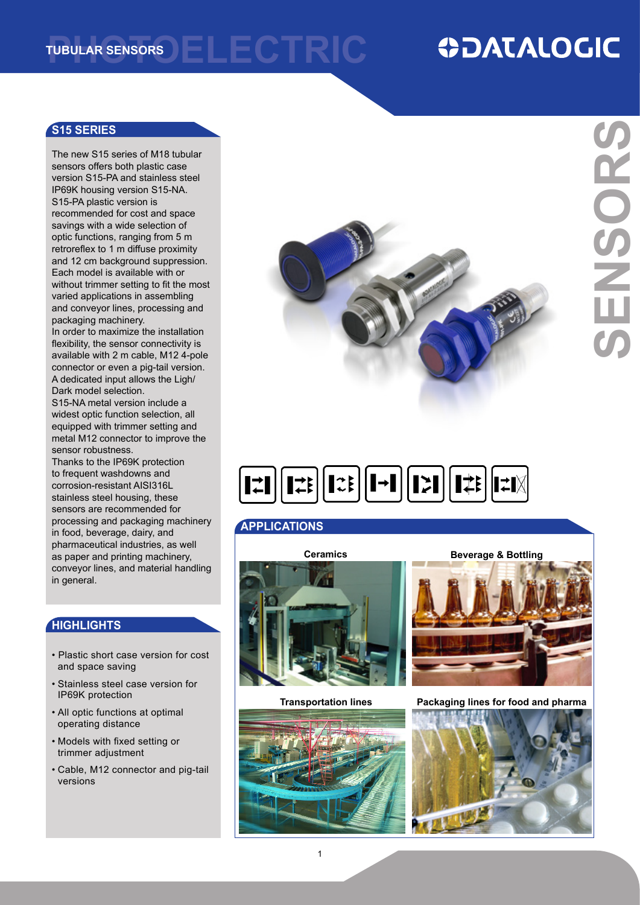# TUBULAR SENSORS

PHOTOELECTRIC

SENSORS

## S15 SERIES

The new S15 series of M18 tubular sensors offers both plastic case version S15-PA and stainless steel IP69K housing version S15-NA. S15-PA plastic version is recommended for cost and space savings with a wide selection of optic functions, ranging from 5 m retroreflex to 1 m diffuse proximity and 12 cm background suppression. Each model is available with or without trimmer setting to fit the most varied applications in assembling and conveyor lines, processing and packaging machinery.
In order to maximize the installation flexibility, the sensor connectivity is available with 2 m cable, M12 4-pole connector or even a pig-tail version. A dedicated input allows the Ligh/ Dark model selection.
S15-NA metal version include a widest optic function selection, all equipped with trimmer setting and metal M12 connector to improve the sensor robustness.
Thanks to the IP69K protection to frequent washdowns and corrosion-resistant AISI316L stainless steel housing, these sensors are recommended for processing and packaging machinery in food, beverage, dairy, and pharmaceutical industries, as well as paper and printing machinery, conveyor lines, and material handling in general.

## HIGHLIGHTS

- Plastic short case version for cost and space saving
- Stainless steel case version for IP69K protection
- All optic functions at optimal operating distance
- Models with fixed setting or trimmer adjustment
- Cable, M12 connector and pig-tail versions

## APPLICATIONS

Ceramics

Beverage & Bottling

Transportation lines

Packaging lines for food and pharma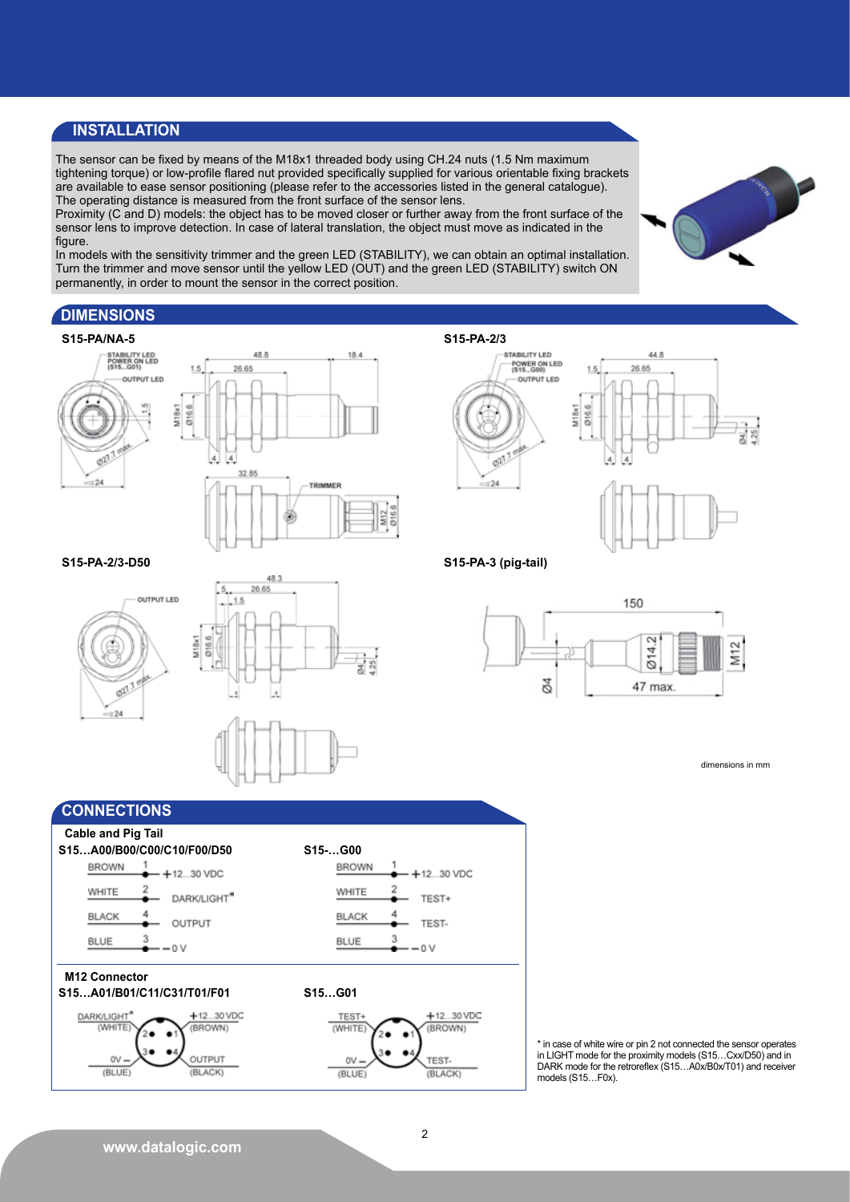## INSTALLATION

The sensor can be fixed by means of the M18x1 threaded body using CH.24 nuts (1.5 Nm maximum tightening torque) or low-profile flared nut provided specifically supplied for various orientable fixing brackets are available to ease sensor positioning (please refer to the accessories listed in the general catalogue).
The operating distance is measured from the front surface of the sensor lens.
Proximity (C and D) models: the object has to be moved closer or further away from the front surface of the sensor lens to improve detection. In case of lateral translation, the object must move as indicated in the figure.
In models with the sensitivity trimmer and the green LED (STABILITY), we can obtain an optimal installation. Turn the trimmer and move sensor until the yellow LED (OUT) and the green LED (STABILITY) switch ON permanently, in order to mount the sensor in the correct position.

## DIMENSIONS

**S15-PA/NA-5**

**S15-PA-2/3**

**S15-PA-2/3-D50**

**S15-PA-3 (pig-tail)**

dimensions in mm

## CONNECTIONS

**Cable and Pig Tail**

**S15…A00/B00/C00/C10/F00/D50**

| Wire | Pin | Function |
|---|---|---|
| BROWN | 1 | +12...30 VDC |
| WHITE | 2 | DARK/LIGHT* |
| BLACK | 4 | OUTPUT |
| BLUE | 3 | 0 V |

**S15-…G00**

| Wire | Pin | Function |
|---|---|---|
| BROWN | 1 | +12...30 VDC |
| WHITE | 2 | TEST+ |
| BLACK | 4 | TEST- |
| BLUE | 3 | 0 V |

**M12 Connector**

**S15…A01/B01/C11/C31/T01/F01**

| Pin | Wire | Function |
|---|---|---|
| 1 | (BROWN) | +12...30 VDC |
| 2 | (WHITE) | DARK/LIGHT* |
| 3 | (BLUE) | 0V |
| 4 | (BLACK) | OUTPUT |

**S15…G01**

| Pin | Wire | Function |
|---|---|---|
| 1 | (BROWN) | +12...30 VDC |
| 2 | (WHITE) | TEST+ |
| 3 | (BLUE) | 0V |
| 4 | (BLACK) | TEST- |

* in case of white wire or pin 2 not connected the sensor operates in LIGHT mode for the proximity models (S15…Cxx/D50) and in DARK mode for the retroreflex (S15…A0x/B0x/T01) and receiver models (S15…F0x).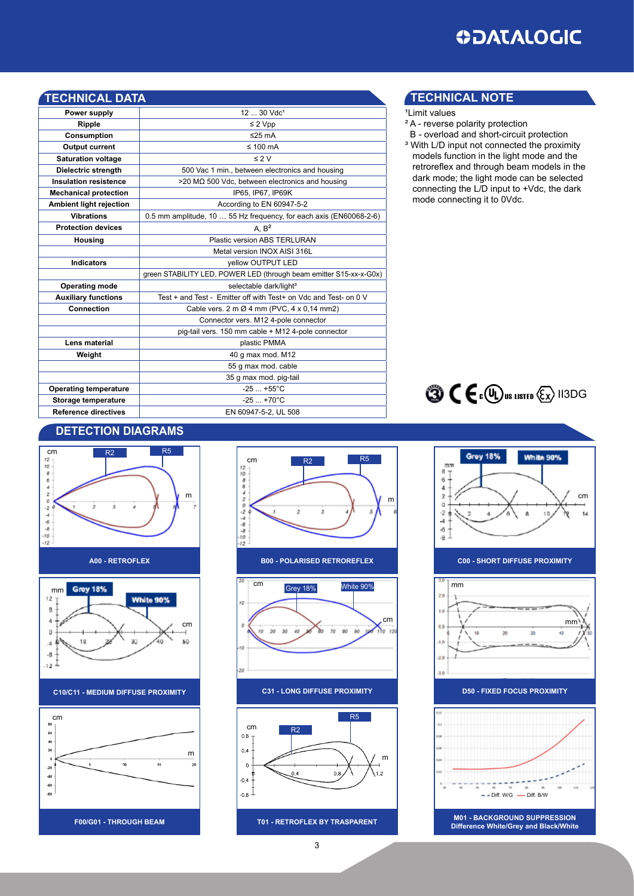## TECHNICAL DATA

| | |
|---|---|
| **Power supply** | 12 ... 30 Vdc¹ |
| **Ripple** | ≤ 2 Vpp |
| **Consumption** | ≤25 mA |
| **Output current** | ≤ 100 mA |
| **Saturation voltage** | ≤ 2 V |
| **Dielectric strength** | 500 Vac 1 min., between electronics and housing |
| **Insulation resistence** | >20 MΩ 500 Vdc, between electronics and housing |
| **Mechanical protection** | IP65, IP67, IP69K |
| **Ambient light rejection** | According to EN 60947-5-2 |
| **Vibrations** | 0.5 mm amplitude, 10 … 55 Hz frequency, for each axis (EN60068-2-6) |
| **Protection devices** | A, B² |
| **Housing** | Plastic version ABS TERLURAN |
| | Metal version INOX AISI 316L |
| **Indicators** | yellow OUTPUT LED |
| | green STABILITY LED, POWER LED (through beam emitter S15-xx-x-G0x) |
| **Operating mode** | selectable dark/light³ |
| **Auxiliary functions** | Test + and Test - Emitter off with Test+ on Vdc and Test- on 0 V |
| **Connection** | Cable vers. 2 m Ø 4 mm (PVC, 4 x 0,14 mm2) |
| | Connector vers. M12 4-pole connector |
| | pig-tail vers. 150 mm cable + M12 4-pole connector |
| **Lens material** | plastic PMMA |
| **Weight** | 40 g max mod. M12 |
| | 55 g max mod. cable |
| | 35 g max mod. pig-tail |
| **Operating temperature** | -25 ... +55°C |
| **Storage temperature** | -25 ... +70°C |
| **Reference directives** | EN 60947-5-2, UL 508 |

## TECHNICAL NOTE

¹Limit values

² A - reverse polarity protection
  B - overload and short-circuit protection

³ With L/D input not connected the proximity models function in the light mode and the retroreflex and through beam models in the dark mode; the light mode can be selected connecting the L/D input to +Vdc, the dark mode connecting it to 0Vdc.

II3DG

## DETECTION DIAGRAMS

A00 - RETROFLEX

B00 - POLARISED RETROREFLEX

C00 - SHORT DIFFUSE PROXIMITY

C10/C11 - MEDIUM DIFFUSE PROXIMITY

C31 - LONG DIFFUSE PROXIMITY

D50 - FIXED FOCUS PROXIMITY

F00/G01 - THROUGH BEAM

T01 - RETROFLEX BY TRASPARENT

M01 - BACKGROUND SUPPRESSION
Difference White/Grey and Black/White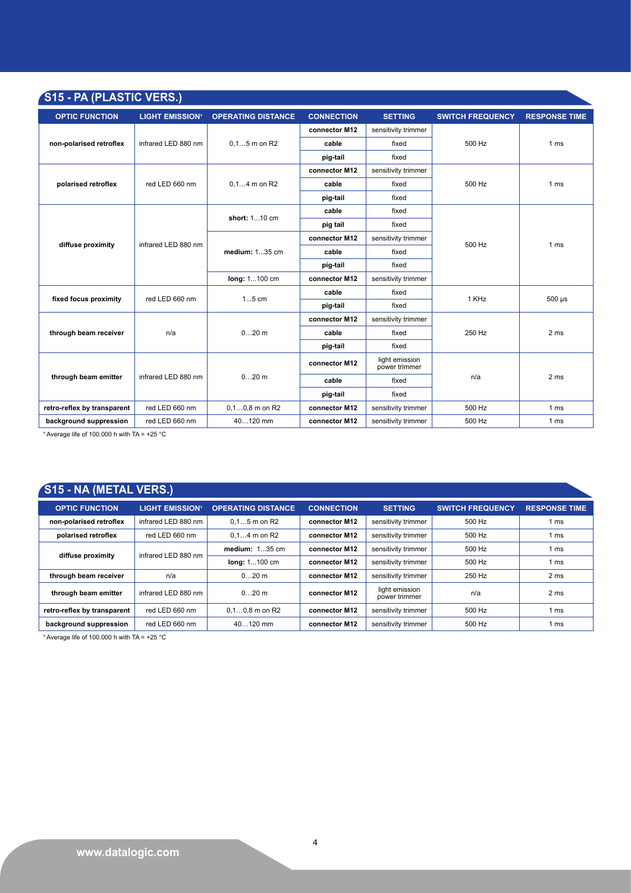## S15 - PA (PLASTIC VERS.)

| OPTIC FUNCTION | LIGHT EMISSION[1] | OPERATING DISTANCE | CONNECTION | SETTING | SWITCH FREQUENCY | RESPONSE TIME |
|---|---|---|---|---|---|---|
| non-polarised retroflex | infrared LED 880 nm | 0,1…5 m on R2 | connector M12 | sensitivity trimmer | 500 Hz | 1 ms |
| | | | cable | fixed | | |
| | | | pig-tail | fixed | | |
| polarised retroflex | red LED 660 nm | 0,1…4 m on R2 | connector M12 | sensitivity trimmer | 500 Hz | 1 ms |
| | | | cable | fixed | | |
| | | | pig-tail | fixed | | |
| diffuse proximity | infrared LED 880 nm | **short:** 1...10 cm | cable | fixed | 500 Hz | 1 ms |
| | | | pig tail | fixed | | |
| | | **medium:** 1...35 cm | connector M12 | sensitivity trimmer | | |
| | | | cable | fixed | | |
| | | | pig-tail | fixed | | |
| | | **long:** 1...100 cm | connector M12 | sensitivity trimmer | | |
| fixed focus proximity | red LED 660 nm | 1…5 cm | cable | fixed | 1 KHz | 500 µs |
| | | | pig-tail | fixed | | |
| through beam receiver | n/a | 0…20 m | connector M12 | sensitivity trimmer | 250 Hz | 2 ms |
| | | | cable | fixed | | |
| | | | pig-tail | fixed | | |
| through beam emitter | infrared LED 880 nm | 0…20 m | connector M12 | light emission power trimmer | n/a | 2 ms |
| | | | cable | fixed | | |
| | | | pig-tail | fixed | | |
| retro-reflex by transparent | red LED 660 nm | 0,1…0,8 m on R2 | connector M12 | sensitivity trimmer | 500 Hz | 1 ms |
| background suppression | red LED 660 nm | 40…120 mm | connector M12 | sensitivity trimmer | 500 Hz | 1 ms |

[1] Average life of 100.000 h with TA = +25 °C

## S15 - NA (METAL VERS.)

| OPTIC FUNCTION | LIGHT EMISSION[1] | OPERATING DISTANCE | CONNECTION | SETTING | SWITCH FREQUENCY | RESPONSE TIME |
|---|---|---|---|---|---|---|
| non-polarised retroflex | infrared LED 880 nm | 0,1…5 m on R2 | connector M12 | sensitivity trimmer | 500 Hz | 1 ms |
| polarised retroflex | red LED 660 nm | 0,1…4 m on R2 | connector M12 | sensitivity trimmer | 500 Hz | 1 ms |
| diffuse proximity | infrared LED 880 nm | **medium:** 1...35 cm | connector M12 | sensitivity trimmer | 500 Hz | 1 ms |
| | | **long:** 1...100 cm | connector M12 | sensitivity trimmer | 500 Hz | 1 ms |
| through beam receiver | n/a | 0…20 m | connector M12 | sensitivity trimmer | 250 Hz | 2 ms |
| through beam emitter | infrared LED 880 nm | 0…20 m | connector M12 | light emission power trimmer | n/a | 2 ms |
| retro-reflex by transparent | red LED 660 nm | 0,1…0,8 m on R2 | connector M12 | sensitivity trimmer | 500 Hz | 1 ms |
| background suppression | red LED 660 nm | 40…120 mm | connector M12 | sensitivity trimmer | 500 Hz | 1 ms |

[1] Average life of 100.000 h with TA = +25 °C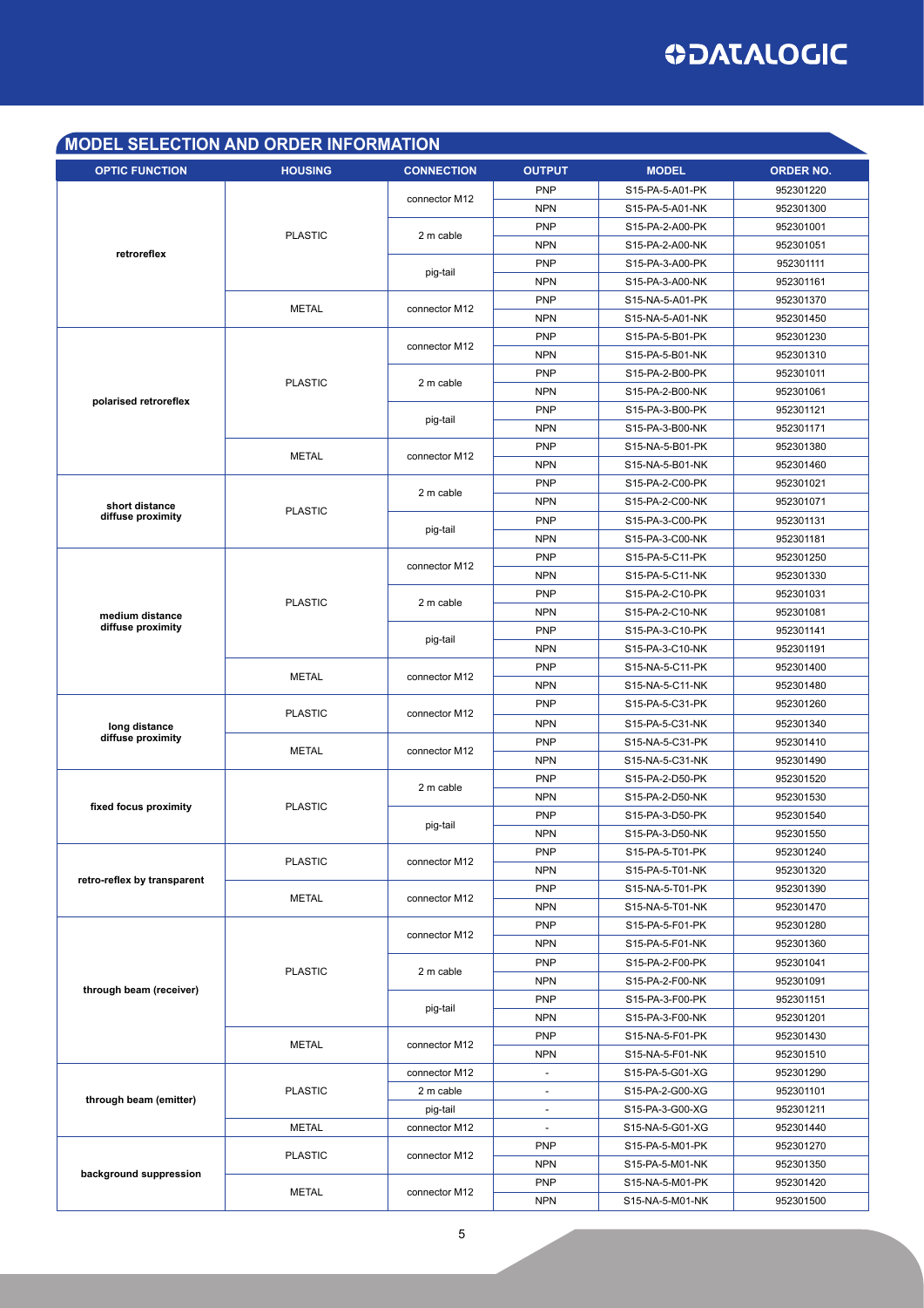## MODEL SELECTION AND ORDER INFORMATION

| OPTIC FUNCTION | HOUSING | CONNECTION | OUTPUT | MODEL | ORDER NO. |
|---|---|---|---|---|---|
| retroreflex | PLASTIC | connector M12 | PNP | S15-PA-5-A01-PK | 952301220 |
| | | | NPN | S15-PA-5-A01-NK | 952301300 |
| | | 2 m cable | PNP | S15-PA-2-A00-PK | 952301001 |
| | | | NPN | S15-PA-2-A00-NK | 952301051 |
| | | pig-tail | PNP | S15-PA-3-A00-PK | 952301111 |
| | | | NPN | S15-PA-3-A00-NK | 952301161 |
| | METAL | connector M12 | PNP | S15-NA-5-A01-PK | 952301370 |
| | | | NPN | S15-NA-5-A01-NK | 952301450 |
| polarised retroreflex | PLASTIC | connector M12 | PNP | S15-PA-5-B01-PK | 952301230 |
| | | | NPN | S15-PA-5-B01-NK | 952301310 |
| | | 2 m cable | PNP | S15-PA-2-B00-PK | 952301011 |
| | | | NPN | S15-PA-2-B00-NK | 952301061 |
| | | pig-tail | PNP | S15-PA-3-B00-PK | 952301121 |
| | | | NPN | S15-PA-3-B00-NK | 952301171 |
| | METAL | connector M12 | PNP | S15-NA-5-B01-PK | 952301380 |
| | | | NPN | S15-NA-5-B01-NK | 952301460 |
| short distance diffuse proximity | PLASTIC | 2 m cable | PNP | S15-PA-2-C00-PK | 952301021 |
| | | | NPN | S15-PA-2-C00-NK | 952301071 |
| | | pig-tail | PNP | S15-PA-3-C00-PK | 952301131 |
| | | | NPN | S15-PA-3-C00-NK | 952301181 |
| medium distance diffuse proximity | PLASTIC | connector M12 | PNP | S15-PA-5-C11-PK | 952301250 |
| | | | NPN | S15-PA-5-C11-NK | 952301330 |
| | | 2 m cable | PNP | S15-PA-2-C10-PK | 952301031 |
| | | | NPN | S15-PA-2-C10-NK | 952301081 |
| | | pig-tail | PNP | S15-PA-3-C10-PK | 952301141 |
| | | | NPN | S15-PA-3-C10-NK | 952301191 |
| | METAL | connector M12 | PNP | S15-NA-5-C11-PK | 952301400 |
| | | | NPN | S15-NA-5-C11-NK | 952301480 |
| long distance diffuse proximity | PLASTIC | connector M12 | PNP | S15-PA-5-C31-PK | 952301260 |
| | | | NPN | S15-PA-5-C31-NK | 952301340 |
| | METAL | connector M12 | PNP | S15-NA-5-C31-PK | 952301410 |
| | | | NPN | S15-NA-5-C31-NK | 952301490 |
| fixed focus proximity | PLASTIC | 2 m cable | PNP | S15-PA-2-D50-PK | 952301520 |
| | | | NPN | S15-PA-2-D50-NK | 952301530 |
| | | pig-tail | PNP | S15-PA-3-D50-PK | 952301540 |
| | | | NPN | S15-PA-3-D50-NK | 952301550 |
| retro-reflex by transparent | PLASTIC | connector M12 | PNP | S15-PA-5-T01-PK | 952301240 |
| | | | NPN | S15-PA-5-T01-NK | 952301320 |
| | METAL | connector M12 | PNP | S15-NA-5-T01-PK | 952301390 |
| | | | NPN | S15-NA-5-T01-NK | 952301470 |
| through beam (receiver) | PLASTIC | connector M12 | PNP | S15-PA-5-F01-PK | 952301280 |
| | | | NPN | S15-PA-5-F01-NK | 952301360 |
| | | 2 m cable | PNP | S15-PA-2-F00-PK | 952301041 |
| | | | NPN | S15-PA-2-F00-NK | 952301091 |
| | | pig-tail | PNP | S15-PA-3-F00-PK | 952301151 |
| | | | NPN | S15-PA-3-F00-NK | 952301201 |
| | METAL | connector M12 | PNP | S15-NA-5-F01-PK | 952301430 |
| | | | NPN | S15-NA-5-F01-NK | 952301510 |
| through beam (emitter) | PLASTIC | connector M12 | - | S15-PA-5-G01-XG | 952301290 |
| | | 2 m cable | - | S15-PA-2-G00-XG | 952301101 |
| | | pig-tail | - | S15-PA-3-G00-XG | 952301211 |
| | METAL | connector M12 | - | S15-NA-5-G01-XG | 952301440 |
| background suppression | PLASTIC | connector M12 | PNP | S15-PA-5-M01-PK | 952301270 |
| | | | NPN | S15-PA-5-M01-NK | 952301350 |
| | METAL | connector M12 | PNP | S15-NA-5-M01-PK | 952301420 |
| | | | NPN | S15-NA-5-M01-NK | 952301500 |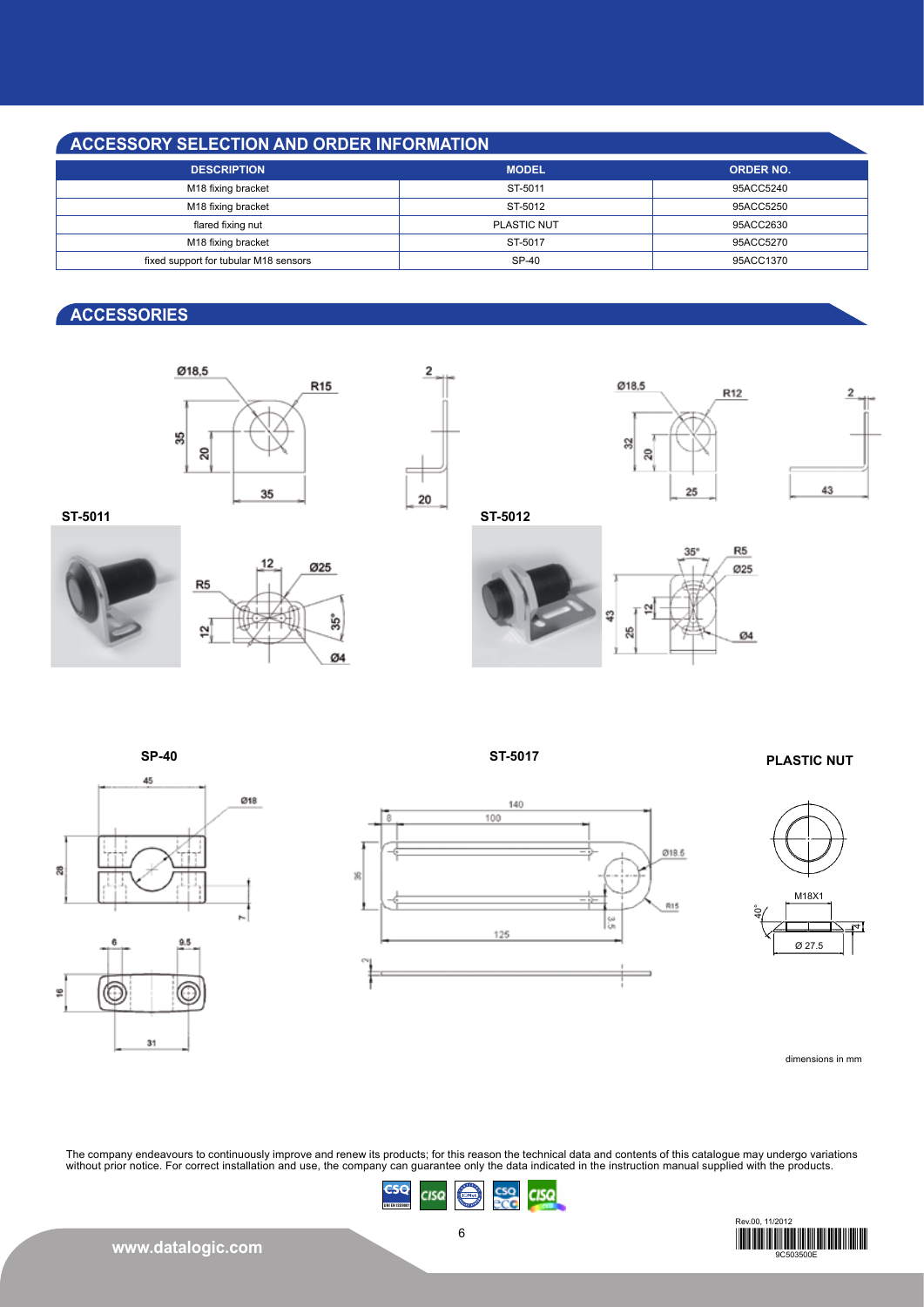## ACCESSORY SELECTION AND ORDER INFORMATION

| DESCRIPTION | MODEL | ORDER NO. |
|---|---|---|
| M18 fixing bracket | ST-5011 | 95ACC5240 |
| M18 fixing bracket | ST-5012 | 95ACC5250 |
| flared fixing nut | PLASTIC NUT | 95ACC2630 |
| M18 fixing bracket | ST-5017 | 95ACC5270 |
| fixed support for tubular M18 sensors | SP-40 | 95ACC1370 |

## ACCESSORIES

ST-5011

ST-5012

SP-40

ST-5017

PLASTIC NUT

dimensions in mm

The company endeavours to continuously improve and renew its products; for this reason the technical data and contents of this catalogue may undergo variations without prior notice. For correct installation and use, the company can guarantee only the data indicated in the instruction manual supplied with the products.

Rev.00, 11/2012

9C503500E

www.datalogic.com